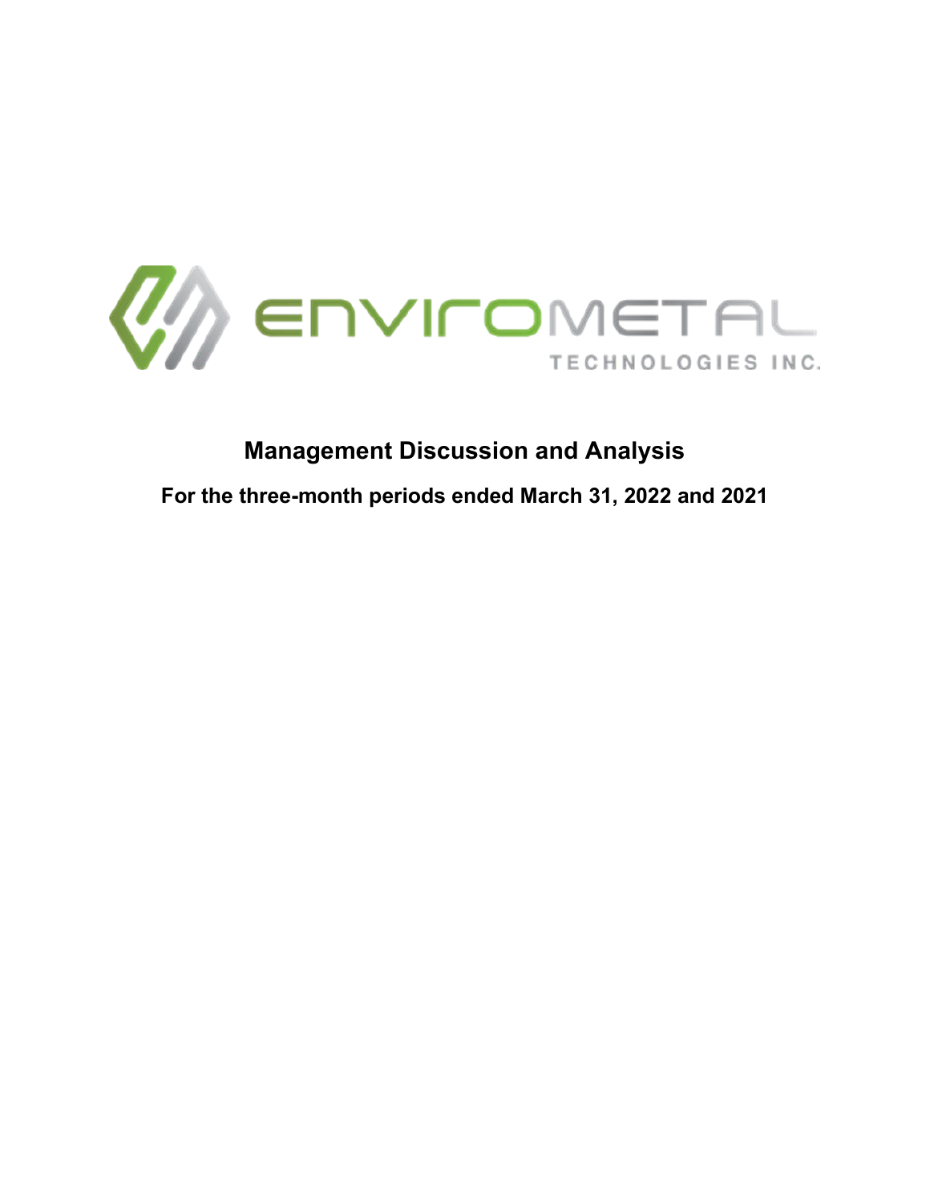ENVIROMETAL TECHNOLOGIES INC.

# Management Discussion and Analysis

## For the three-month periods ended March 31, 2022 and 2021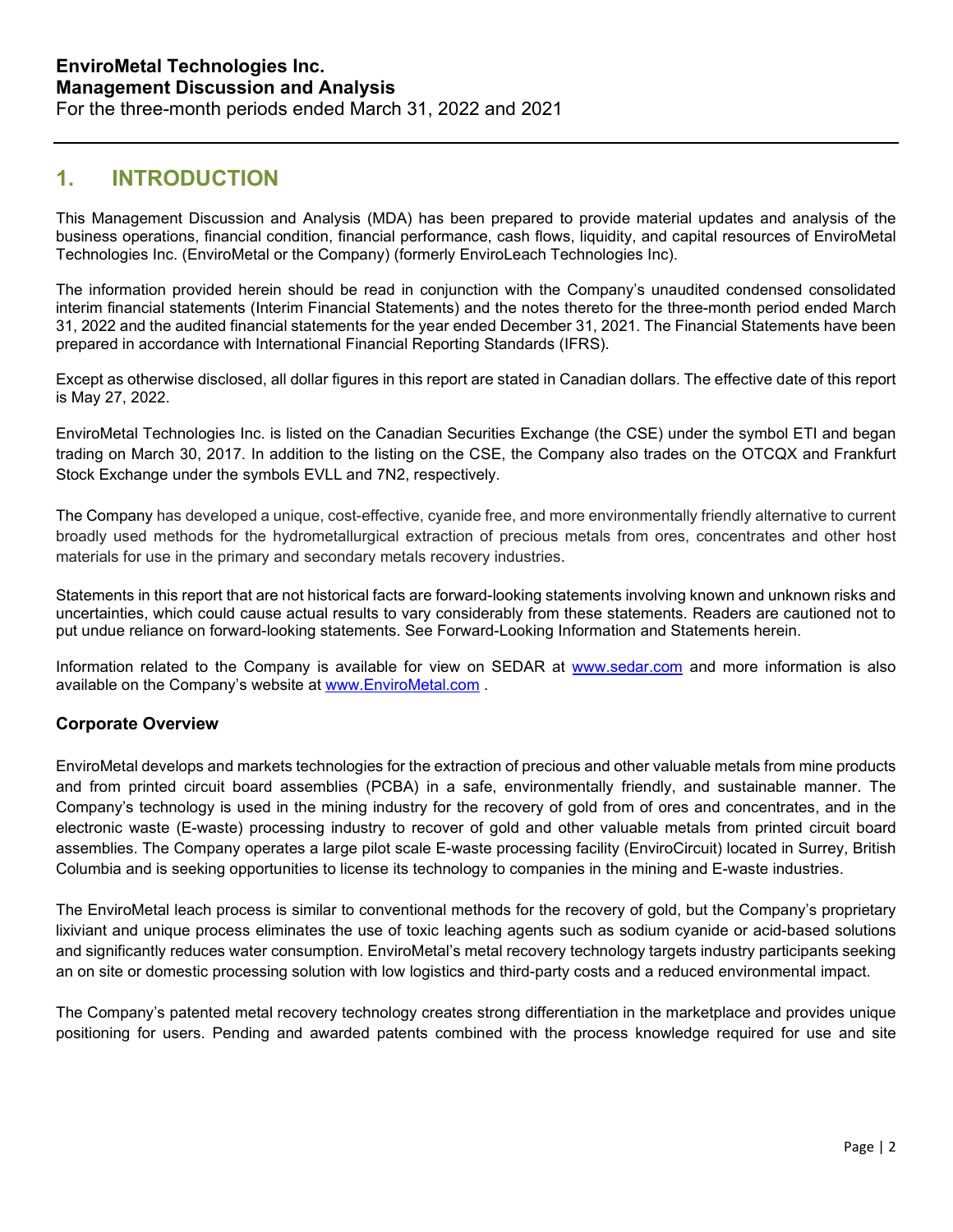**EnviroMetal Technologies Inc.**
**Management Discussion and Analysis**
For the three-month periods ended March 31, 2022 and 2021

## 1. INTRODUCTION

This Management Discussion and Analysis (MDA) has been prepared to provide material updates and analysis of the business operations, financial condition, financial performance, cash flows, liquidity, and capital resources of EnviroMetal Technologies Inc. (EnviroMetal or the Company) (formerly EnviroLeach Technologies Inc).

The information provided herein should be read in conjunction with the Company's unaudited condensed consolidated interim financial statements (Interim Financial Statements) and the notes thereto for the three-month period ended March 31, 2022 and the audited financial statements for the year ended December 31, 2021. The Financial Statements have been prepared in accordance with International Financial Reporting Standards (IFRS).

Except as otherwise disclosed, all dollar figures in this report are stated in Canadian dollars. The effective date of this report is May 27, 2022.

EnviroMetal Technologies Inc. is listed on the Canadian Securities Exchange (the CSE) under the symbol ETI and began trading on March 30, 2017. In addition to the listing on the CSE, the Company also trades on the OTCQX and Frankfurt Stock Exchange under the symbols EVLL and 7N2, respectively.

The Company has developed a unique, cost-effective, cyanide free, and more environmentally friendly alternative to current broadly used methods for the hydrometallurgical extraction of precious metals from ores, concentrates and other host materials for use in the primary and secondary metals recovery industries.

Statements in this report that are not historical facts are forward-looking statements involving known and unknown risks and uncertainties, which could cause actual results to vary considerably from these statements. Readers are cautioned not to put undue reliance on forward-looking statements. See Forward-Looking Information and Statements herein.

Information related to the Company is available for view on SEDAR at [www.sedar.com](http://www.sedar.com) and more information is also available on the Company's website at [www.EnviroMetal.com](http://www.EnviroMetal.com) .

### Corporate Overview

EnviroMetal develops and markets technologies for the extraction of precious and other valuable metals from mine products and from printed circuit board assemblies (PCBA) in a safe, environmentally friendly, and sustainable manner. The Company's technology is used in the mining industry for the recovery of gold from of ores and concentrates, and in the electronic waste (E-waste) processing industry to recover of gold and other valuable metals from printed circuit board assemblies. The Company operates a large pilot scale E-waste processing facility (EnviroCircuit) located in Surrey, British Columbia and is seeking opportunities to license its technology to companies in the mining and E-waste industries.

The EnviroMetal leach process is similar to conventional methods for the recovery of gold, but the Company's proprietary lixiviant and unique process eliminates the use of toxic leaching agents such as sodium cyanide or acid-based solutions and significantly reduces water consumption. EnviroMetal's metal recovery technology targets industry participants seeking an on site or domestic processing solution with low logistics and third-party costs and a reduced environmental impact.

The Company's patented metal recovery technology creates strong differentiation in the marketplace and provides unique positioning for users. Pending and awarded patents combined with the process knowledge required for use and site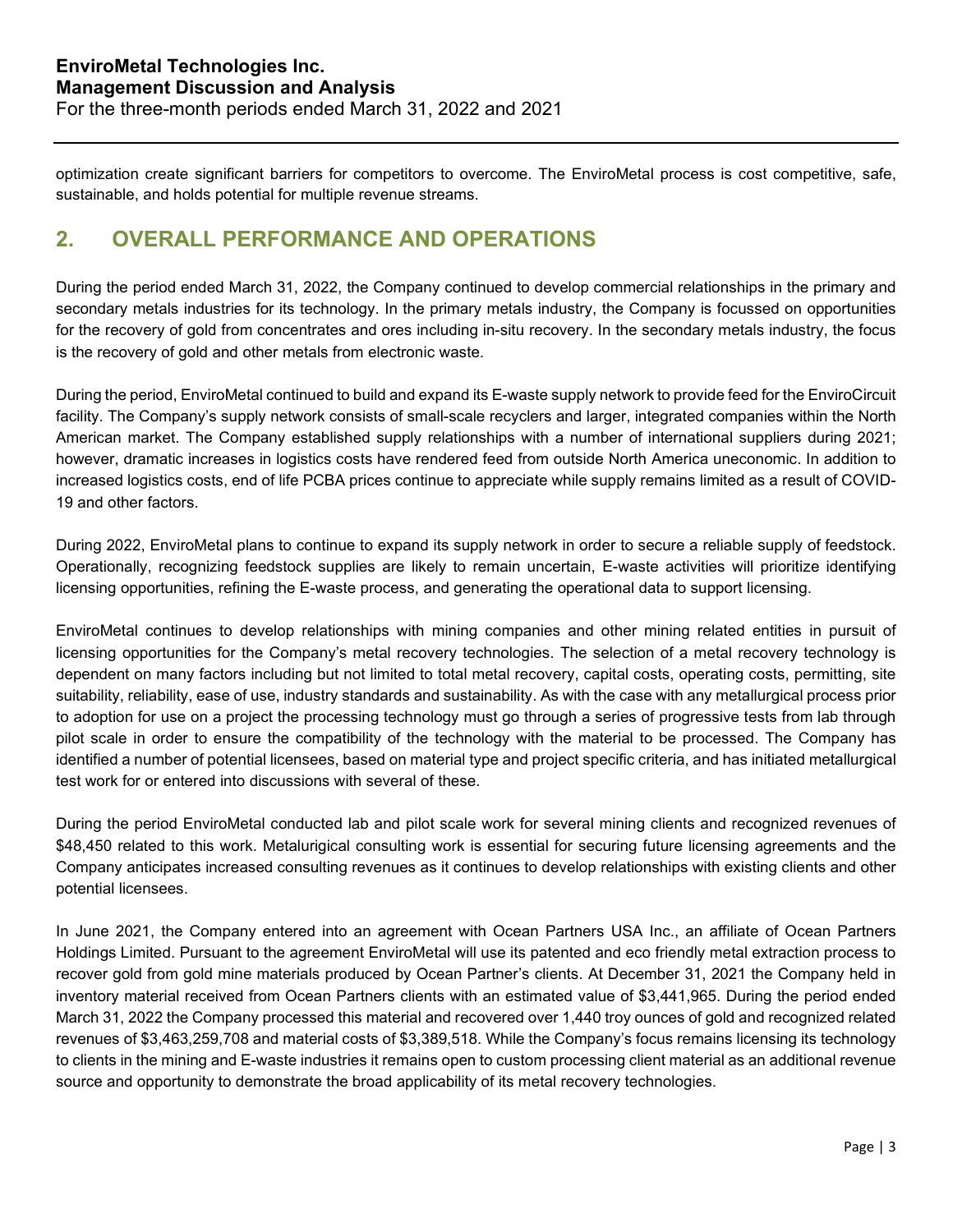optimization create significant barriers for competitors to overcome. The EnviroMetal process is cost competitive, safe, sustainable, and holds potential for multiple revenue streams.

## 2. OVERALL PERFORMANCE AND OPERATIONS

During the period ended March 31, 2022, the Company continued to develop commercial relationships in the primary and secondary metals industries for its technology. In the primary metals industry, the Company is focussed on opportunities for the recovery of gold from concentrates and ores including in-situ recovery. In the secondary metals industry, the focus is the recovery of gold and other metals from electronic waste.

During the period, EnviroMetal continued to build and expand its E-waste supply network to provide feed for the EnviroCircuit facility. The Company's supply network consists of small-scale recyclers and larger, integrated companies within the North American market. The Company established supply relationships with a number of international suppliers during 2021; however, dramatic increases in logistics costs have rendered feed from outside North America uneconomic. In addition to increased logistics costs, end of life PCBA prices continue to appreciate while supply remains limited as a result of COVID-19 and other factors.

During 2022, EnviroMetal plans to continue to expand its supply network in order to secure a reliable supply of feedstock. Operationally, recognizing feedstock supplies are likely to remain uncertain, E-waste activities will prioritize identifying licensing opportunities, refining the E-waste process, and generating the operational data to support licensing.

EnviroMetal continues to develop relationships with mining companies and other mining related entities in pursuit of licensing opportunities for the Company's metal recovery technologies. The selection of a metal recovery technology is dependent on many factors including but not limited to total metal recovery, capital costs, operating costs, permitting, site suitability, reliability, ease of use, industry standards and sustainability. As with the case with any metallurgical process prior to adoption for use on a project the processing technology must go through a series of progressive tests from lab through pilot scale in order to ensure the compatibility of the technology with the material to be processed. The Company has identified a number of potential licensees, based on material type and project specific criteria, and has initiated metallurgical test work for or entered into discussions with several of these.

During the period EnviroMetal conducted lab and pilot scale work for several mining clients and recognized revenues of \$48,450 related to this work. Metalurigical consulting work is essential for securing future licensing agreements and the Company anticipates increased consulting revenues as it continues to develop relationships with existing clients and other potential licensees.

In June 2021, the Company entered into an agreement with Ocean Partners USA Inc., an affiliate of Ocean Partners Holdings Limited. Pursuant to the agreement EnviroMetal will use its patented and eco friendly metal extraction process to recover gold from gold mine materials produced by Ocean Partner's clients. At December 31, 2021 the Company held in inventory material received from Ocean Partners clients with an estimated value of \$3,441,965. During the period ended March 31, 2022 the Company processed this material and recovered over 1,440 troy ounces of gold and recognized related revenues of \$3,463,259,708 and material costs of \$3,389,518. While the Company's focus remains licensing its technology to clients in the mining and E-waste industries it remains open to custom processing client material as an additional revenue source and opportunity to demonstrate the broad applicability of its metal recovery technologies.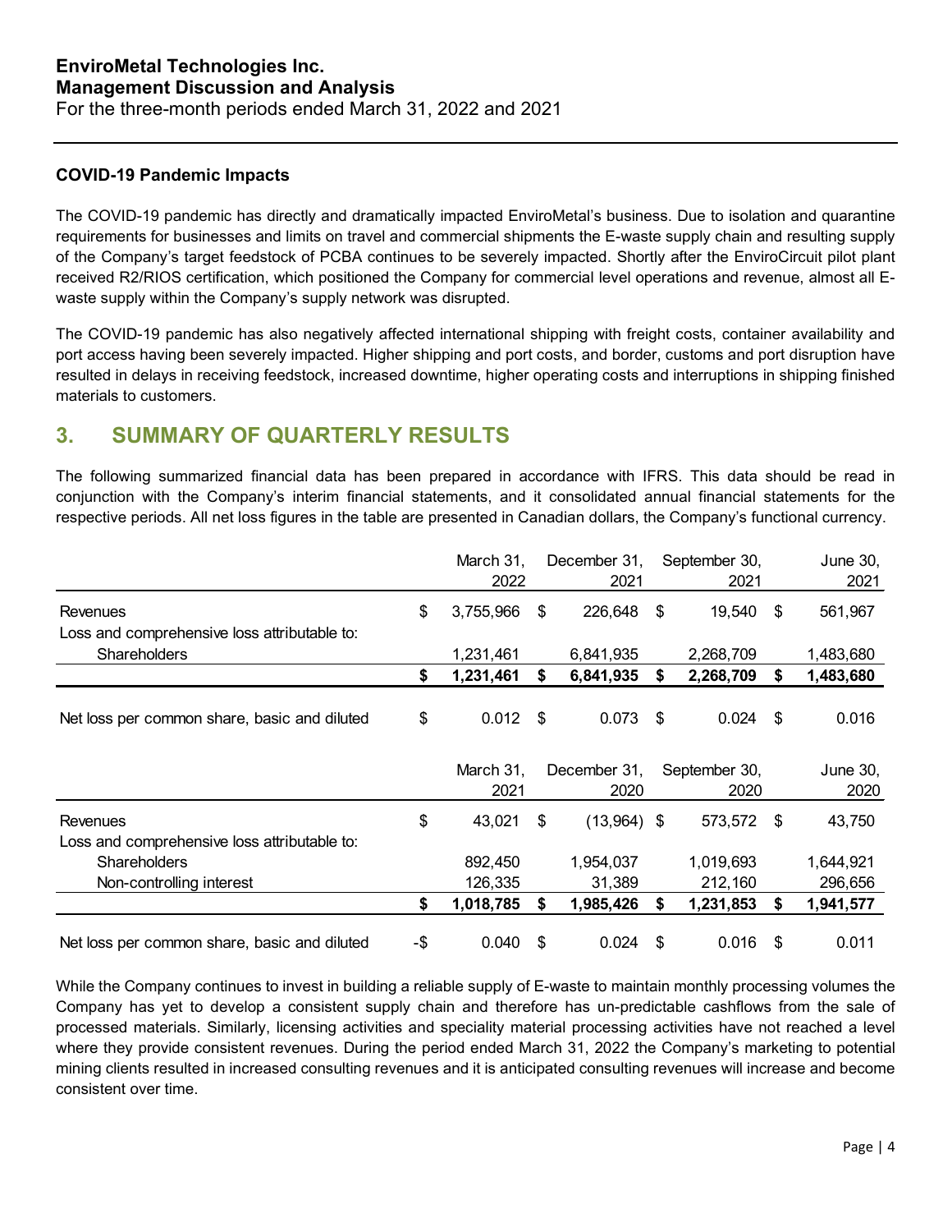#### COVID-19 Pandemic Impacts

The COVID-19 pandemic has directly and dramatically impacted EnviroMetal's business. Due to isolation and quarantine requirements for businesses and limits on travel and commercial shipments the E-waste supply chain and resulting supply of the Company's target feedstock of PCBA continues to be severely impacted. Shortly after the EnviroCircuit pilot plant received R2/RIOS certification, which positioned the Company for commercial level operations and revenue, almost all E-waste supply within the Company's supply network was disrupted.

The COVID-19 pandemic has also negatively affected international shipping with freight costs, container availability and port access having been severely impacted. Higher shipping and port costs, and border, customs and port disruption have resulted in delays in receiving feedstock, increased downtime, higher operating costs and interruptions in shipping finished materials to customers.

## 3. SUMMARY OF QUARTERLY RESULTS

The following summarized financial data has been prepared in accordance with IFRS. This data should be read in conjunction with the Company's interim financial statements, and it consolidated annual financial statements for the respective periods. All net loss figures in the table are presented in Canadian dollars, the Company's functional currency.

| | March 31, 2022 | December 31, 2021 | September 30, 2021 | June 30, 2021 |
|---|---|---|---|---|
| Revenues | $ 3,755,966 | $ 226,648 | $ 19,540 | $ 561,967 |
| Loss and comprehensive loss attributable to: | | | | |
| Shareholders | 1,231,461 | 6,841,935 | 2,268,709 | 1,483,680 |
| | **$ 1,231,461** | **$ 6,841,935** | **$ 2,268,709** | **$ 1,483,680** |
| Net loss per common share, basic and diluted | $ 0.012 | $ 0.073 | $ 0.024 | $ 0.016 |

| | March 31, 2021 | December 31, 2020 | September 30, 2020 | June 30, 2020 |
|---|---|---|---|---|
| Revenues | $ 43,021 | $ (13,964) | $ 573,572 | $ 43,750 |
| Loss and comprehensive loss attributable to: | | | | |
| Shareholders | 892,450 | 1,954,037 | 1,019,693 | 1,644,921 |
| Non-controlling interest | 126,335 | 31,389 | 212,160 | 296,656 |
| | **$ 1,018,785** | **$ 1,985,426** | **$ 1,231,853** | **$ 1,941,577** |
| Net loss per common share, basic and diluted | -$ 0.040 | $ 0.024 | $ 0.016 | $ 0.011 |

While the Company continues to invest in building a reliable supply of E-waste to maintain monthly processing volumes the Company has yet to develop a consistent supply chain and therefore has un-predictable cashflows from the sale of processed materials. Similarly, licensing activities and speciality material processing activities have not reached a level where they provide consistent revenues. During the period ended March 31, 2022 the Company's marketing to potential mining clients resulted in increased consulting revenues and it is anticipated consulting revenues will increase and become consistent over time.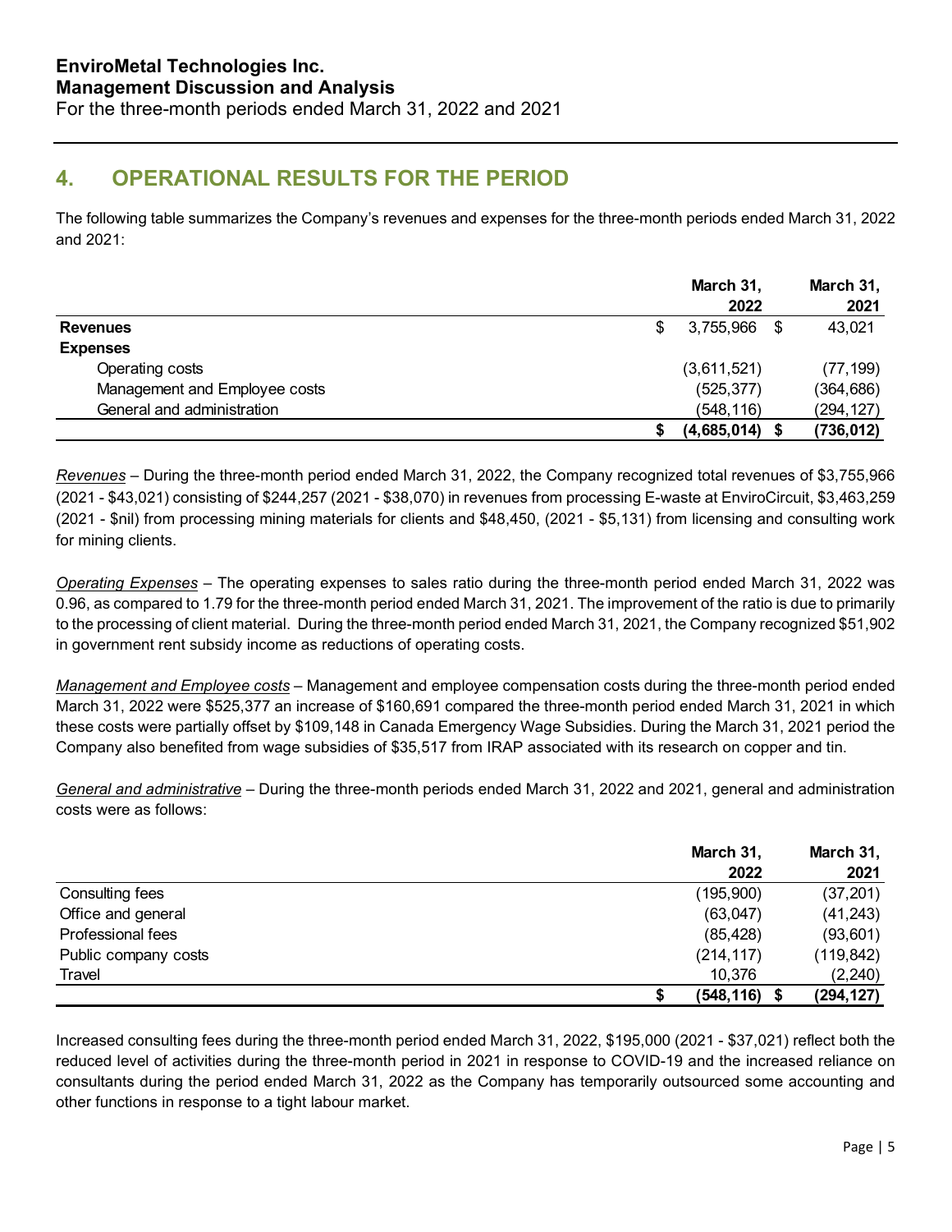## 4. OPERATIONAL RESULTS FOR THE PERIOD

The following table summarizes the Company's revenues and expenses for the three-month periods ended March 31, 2022 and 2021:

| | March 31, 2022 | March 31, 2021 |
|---|---|---|
| **Revenues** | $ 3,755,966 | $ 43,021 |
| **Expenses** | | |
| Operating costs | (3,611,521) | (77,199) |
| Management and Employee costs | (525,377) | (364,686) |
| General and administration | (548,116) | (294,127) |
| | **$ (4,685,014)** | **$ (736,012)** |

*Revenues* – During the three-month period ended March 31, 2022, the Company recognized total revenues of $3,755,966 (2021 - $43,021) consisting of $244,257 (2021 - $38,070) in revenues from processing E-waste at EnviroCircuit, $3,463,259 (2021 - $nil) from processing mining materials for clients and $48,450, (2021 - $5,131) from licensing and consulting work for mining clients.

*Operating Expenses* – The operating expenses to sales ratio during the three-month period ended March 31, 2022 was 0.96, as compared to 1.79 for the three-month period ended March 31, 2021. The improvement of the ratio is due to primarily to the processing of client material. During the three-month period ended March 31, 2021, the Company recognized $51,902 in government rent subsidy income as reductions of operating costs.

*Management and Employee costs* – Management and employee compensation costs during the three-month period ended March 31, 2022 were $525,377 an increase of $160,691 compared the three-month period ended March 31, 2021 in which these costs were partially offset by $109,148 in Canada Emergency Wage Subsidies. During the March 31, 2021 period the Company also benefited from wage subsidies of $35,517 from IRAP associated with its research on copper and tin.

*General and administrative* – During the three-month periods ended March 31, 2022 and 2021, general and administration costs were as follows:

| | March 31, 2022 | March 31, 2021 |
|---|---|---|
| Consulting fees | (195,900) | (37,201) |
| Office and general | (63,047) | (41,243) |
| Professional fees | (85,428) | (93,601) |
| Public company costs | (214,117) | (119,842) |
| Travel | 10,376 | (2,240) |
| | **$ (548,116)** | **$ (294,127)** |

Increased consulting fees during the three-month period ended March 31, 2022, $195,000 (2021 - $37,021) reflect both the reduced level of activities during the three-month period in 2021 in response to COVID-19 and the increased reliance on consultants during the period ended March 31, 2022 as the Company has temporarily outsourced some accounting and other functions in response to a tight labour market.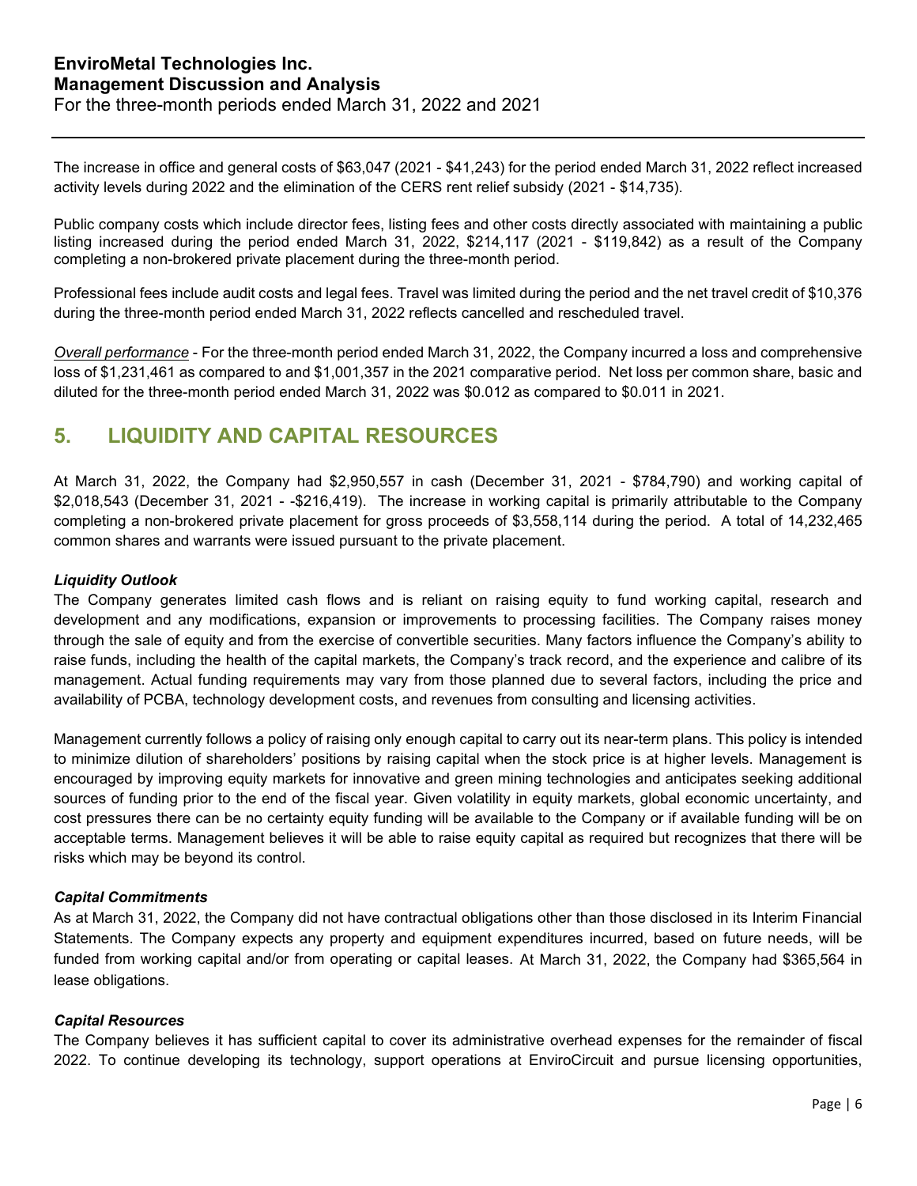The increase in office and general costs of $63,047 (2021 - $41,243) for the period ended March 31, 2022 reflect increased activity levels during 2022 and the elimination of the CERS rent relief subsidy (2021 - $14,735).

Public company costs which include director fees, listing fees and other costs directly associated with maintaining a public listing increased during the period ended March 31, 2022, $214,117 (2021 - $119,842) as a result of the Company completing a non-brokered private placement during the three-month period.

Professional fees include audit costs and legal fees. Travel was limited during the period and the net travel credit of $10,376 during the three-month period ended March 31, 2022 reflects cancelled and rescheduled travel.

*Overall performance* - For the three-month period ended March 31, 2022, the Company incurred a loss and comprehensive loss of $1,231,461 as compared to and $1,001,357 in the 2021 comparative period. Net loss per common share, basic and diluted for the three-month period ended March 31, 2022 was $0.012 as compared to $0.011 in 2021.

## 5. LIQUIDITY AND CAPITAL RESOURCES

At March 31, 2022, the Company had $2,950,557 in cash (December 31, 2021 - $784,790) and working capital of $2,018,543 (December 31, 2021 - -$216,419). The increase in working capital is primarily attributable to the Company completing a non-brokered private placement for gross proceeds of $3,558,114 during the period. A total of 14,232,465 common shares and warrants were issued pursuant to the private placement.

### *Liquidity Outlook*

The Company generates limited cash flows and is reliant on raising equity to fund working capital, research and development and any modifications, expansion or improvements to processing facilities. The Company raises money through the sale of equity and from the exercise of convertible securities. Many factors influence the Company's ability to raise funds, including the health of the capital markets, the Company's track record, and the experience and calibre of its management. Actual funding requirements may vary from those planned due to several factors, including the price and availability of PCBA, technology development costs, and revenues from consulting and licensing activities.

Management currently follows a policy of raising only enough capital to carry out its near-term plans. This policy is intended to minimize dilution of shareholders' positions by raising capital when the stock price is at higher levels. Management is encouraged by improving equity markets for innovative and green mining technologies and anticipates seeking additional sources of funding prior to the end of the fiscal year. Given volatility in equity markets, global economic uncertainty, and cost pressures there can be no certainty equity funding will be available to the Company or if available funding will be on acceptable terms. Management believes it will be able to raise equity capital as required but recognizes that there will be risks which may be beyond its control.

### *Capital Commitments*

As at March 31, 2022, the Company did not have contractual obligations other than those disclosed in its Interim Financial Statements. The Company expects any property and equipment expenditures incurred, based on future needs, will be funded from working capital and/or from operating or capital leases. At March 31, 2022, the Company had $365,564 in lease obligations.

### *Capital Resources*

The Company believes it has sufficient capital to cover its administrative overhead expenses for the remainder of fiscal 2022. To continue developing its technology, support operations at EnviroCircuit and pursue licensing opportunities,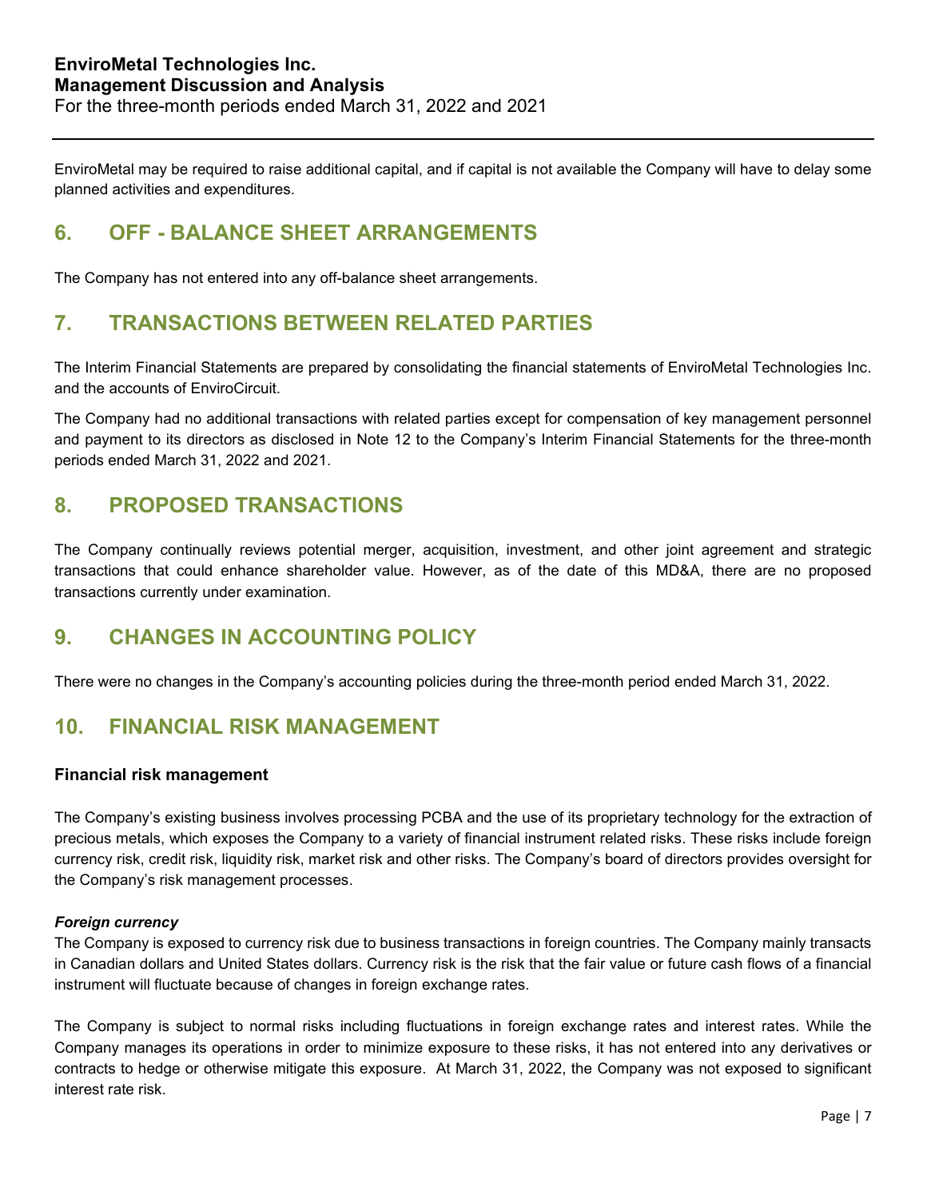EnviroMetal may be required to raise additional capital, and if capital is not available the Company will have to delay some planned activities and expenditures.

## 6. OFF - BALANCE SHEET ARRANGEMENTS

The Company has not entered into any off-balance sheet arrangements.

## 7. TRANSACTIONS BETWEEN RELATED PARTIES

The Interim Financial Statements are prepared by consolidating the financial statements of EnviroMetal Technologies Inc. and the accounts of EnviroCircuit.

The Company had no additional transactions with related parties except for compensation of key management personnel and payment to its directors as disclosed in Note 12 to the Company's Interim Financial Statements for the three-month periods ended March 31, 2022 and 2021.

## 8. PROPOSED TRANSACTIONS

The Company continually reviews potential merger, acquisition, investment, and other joint agreement and strategic transactions that could enhance shareholder value. However, as of the date of this MD&A, there are no proposed transactions currently under examination.

## 9. CHANGES IN ACCOUNTING POLICY

There were no changes in the Company's accounting policies during the three-month period ended March 31, 2022.

## 10. FINANCIAL RISK MANAGEMENT

### Financial risk management

The Company's existing business involves processing PCBA and the use of its proprietary technology for the extraction of precious metals, which exposes the Company to a variety of financial instrument related risks. These risks include foreign currency risk, credit risk, liquidity risk, market risk and other risks. The Company's board of directors provides oversight for the Company's risk management processes.

***Foreign currency***

The Company is exposed to currency risk due to business transactions in foreign countries. The Company mainly transacts in Canadian dollars and United States dollars. Currency risk is the risk that the fair value or future cash flows of a financial instrument will fluctuate because of changes in foreign exchange rates.

The Company is subject to normal risks including fluctuations in foreign exchange rates and interest rates. While the Company manages its operations in order to minimize exposure to these risks, it has not entered into any derivatives or contracts to hedge or otherwise mitigate this exposure. At March 31, 2022, the Company was not exposed to significant interest rate risk.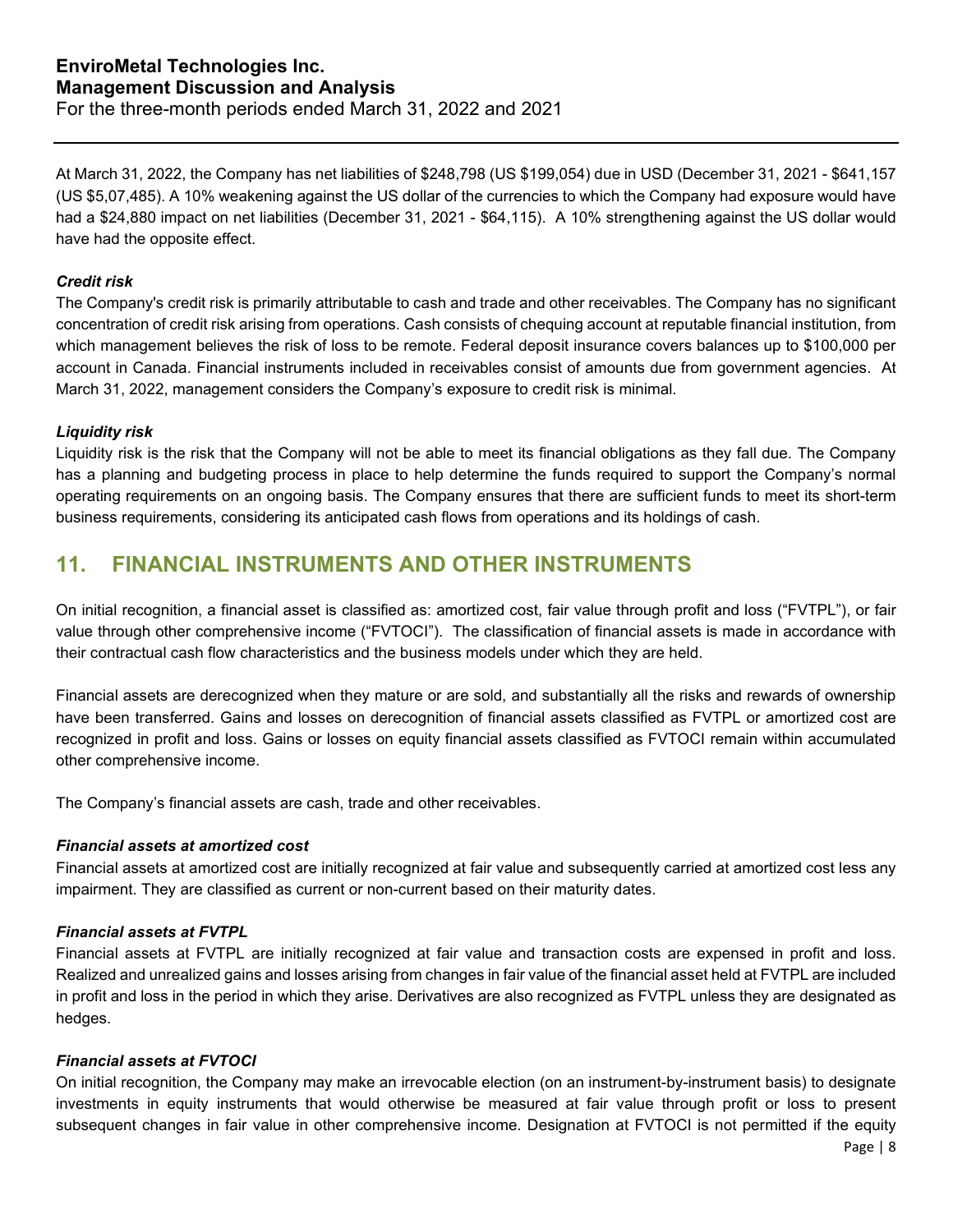At March 31, 2022, the Company has net liabilities of $248,798 (US $199,054) due in USD (December 31, 2021 - $641,157 (US $5,07,485). A 10% weakening against the US dollar of the currencies to which the Company had exposure would have had a $24,880 impact on net liabilities (December 31, 2021 - $64,115). A 10% strengthening against the US dollar would have had the opposite effect.

***Credit risk***

The Company's credit risk is primarily attributable to cash and trade and other receivables. The Company has no significant concentration of credit risk arising from operations. Cash consists of chequing account at reputable financial institution, from which management believes the risk of loss to be remote. Federal deposit insurance covers balances up to $100,000 per account in Canada. Financial instruments included in receivables consist of amounts due from government agencies. At March 31, 2022, management considers the Company's exposure to credit risk is minimal.

***Liquidity risk***

Liquidity risk is the risk that the Company will not be able to meet its financial obligations as they fall due. The Company has a planning and budgeting process in place to help determine the funds required to support the Company's normal operating requirements on an ongoing basis. The Company ensures that there are sufficient funds to meet its short-term business requirements, considering its anticipated cash flows from operations and its holdings of cash.

## 11. FINANCIAL INSTRUMENTS AND OTHER INSTRUMENTS

On initial recognition, a financial asset is classified as: amortized cost, fair value through profit and loss ("FVTPL"), or fair value through other comprehensive income ("FVTOCI"). The classification of financial assets is made in accordance with their contractual cash flow characteristics and the business models under which they are held.

Financial assets are derecognized when they mature or are sold, and substantially all the risks and rewards of ownership have been transferred. Gains and losses on derecognition of financial assets classified as FVTPL or amortized cost are recognized in profit and loss. Gains or losses on equity financial assets classified as FVTOCI remain within accumulated other comprehensive income.

The Company's financial assets are cash, trade and other receivables.

***Financial assets at amortized cost***

Financial assets at amortized cost are initially recognized at fair value and subsequently carried at amortized cost less any impairment. They are classified as current or non-current based on their maturity dates.

***Financial assets at FVTPL***

Financial assets at FVTPL are initially recognized at fair value and transaction costs are expensed in profit and loss. Realized and unrealized gains and losses arising from changes in fair value of the financial asset held at FVTPL are included in profit and loss in the period in which they arise. Derivatives are also recognized as FVTPL unless they are designated as hedges.

***Financial assets at FVTOCI***

On initial recognition, the Company may make an irrevocable election (on an instrument-by-instrument basis) to designate investments in equity instruments that would otherwise be measured at fair value through profit or loss to present subsequent changes in fair value in other comprehensive income. Designation at FVTOCI is not permitted if the equity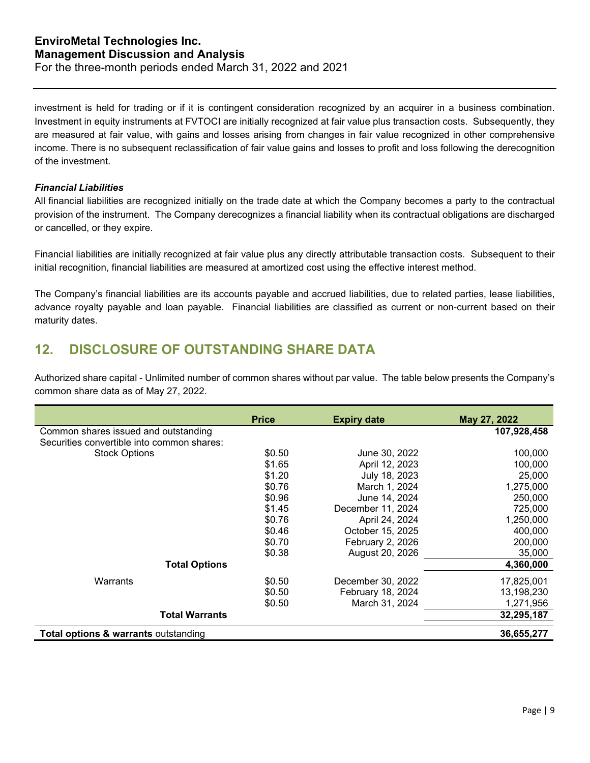investment is held for trading or if it is contingent consideration recognized by an acquirer in a business combination. Investment in equity instruments at FVTOCI are initially recognized at fair value plus transaction costs. Subsequently, they are measured at fair value, with gains and losses arising from changes in fair value recognized in other comprehensive income. There is no subsequent reclassification of fair value gains and losses to profit and loss following the derecognition of the investment.

***Financial Liabilities***

All financial liabilities are recognized initially on the trade date at which the Company becomes a party to the contractual provision of the instrument. The Company derecognizes a financial liability when its contractual obligations are discharged or cancelled, or they expire.

Financial liabilities are initially recognized at fair value plus any directly attributable transaction costs. Subsequent to their initial recognition, financial liabilities are measured at amortized cost using the effective interest method.

The Company's financial liabilities are its accounts payable and accrued liabilities, due to related parties, lease liabilities, advance royalty payable and loan payable. Financial liabilities are classified as current or non-current based on their maturity dates.

## 12. DISCLOSURE OF OUTSTANDING SHARE DATA

Authorized share capital - Unlimited number of common shares without par value. The table below presents the Company's common share data as of May 27, 2022.

| | Price | Expiry date | May 27, 2022 |
|---|---|---|---|
| Common shares issued and outstanding | | | **107,928,458** |
| Securities convertible into common shares: | | | |
| Stock Options | $0.50 | June 30, 2022 | 100,000 |
| | $1.65 | April 12, 2023 | 100,000 |
| | $1.20 | July 18, 2023 | 25,000 |
| | $0.76 | March 1, 2024 | 1,275,000 |
| | $0.96 | June 14, 2024 | 250,000 |
| | $1.45 | December 11, 2024 | 725,000 |
| | $0.76 | April 24, 2024 | 1,250,000 |
| | $0.46 | October 15, 2025 | 400,000 |
| | $0.70 | February 2, 2026 | 200,000 |
| | $0.38 | August 20, 2026 | 35,000 |
| **Total Options** | | | **4,360,000** |
| Warrants | $0.50 | December 30, 2022 | 17,825,001 |
| | $0.50 | February 18, 2024 | 13,198,230 |
| | $0.50 | March 31, 2024 | 1,271,956 |
| **Total Warrants** | | | **32,295,187** |
| **Total options & warrants** outstanding | | | **36,655,277** |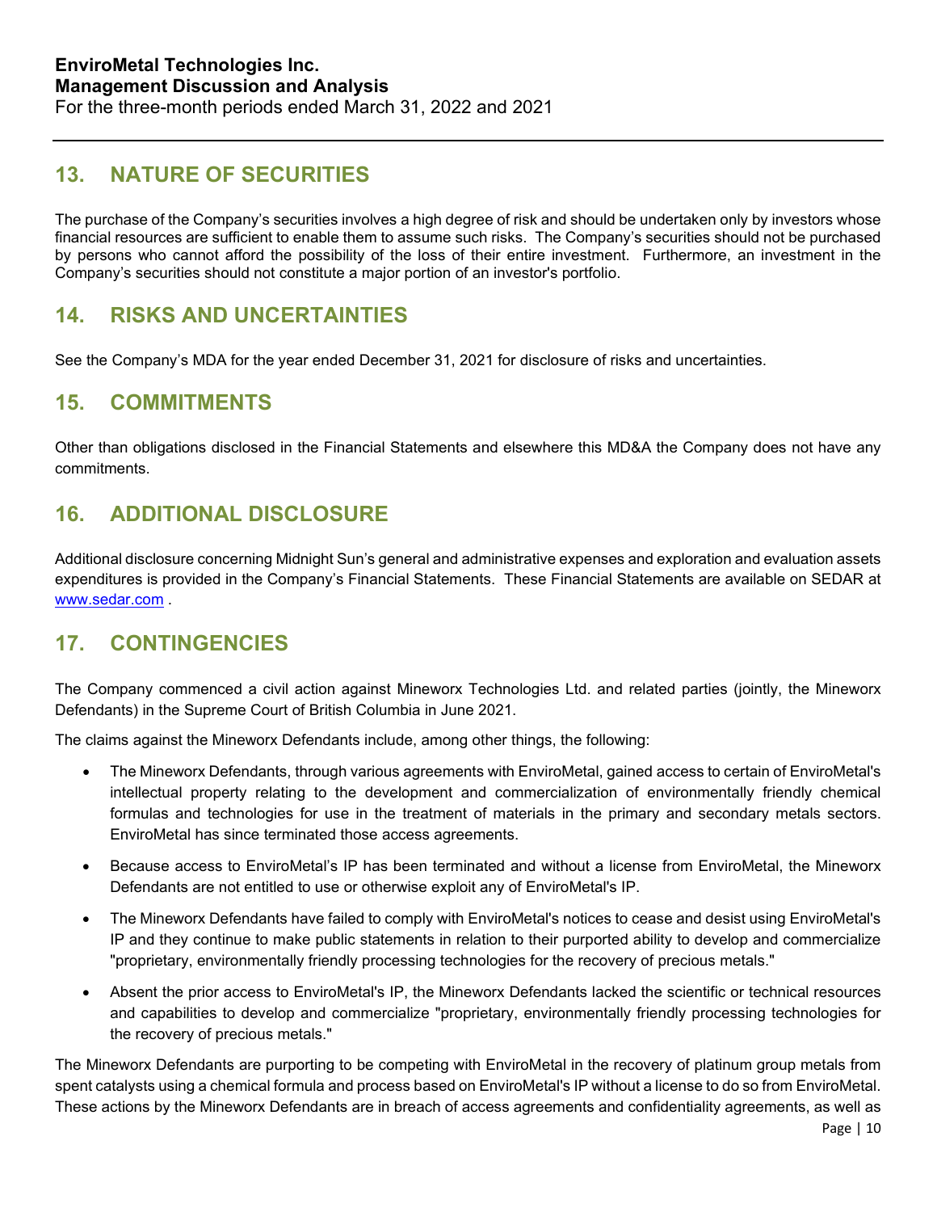## 13. NATURE OF SECURITIES

The purchase of the Company's securities involves a high degree of risk and should be undertaken only by investors whose financial resources are sufficient to enable them to assume such risks. The Company's securities should not be purchased by persons who cannot afford the possibility of the loss of their entire investment. Furthermore, an investment in the Company's securities should not constitute a major portion of an investor's portfolio.

## 14. RISKS AND UNCERTAINTIES

See the Company's MDA for the year ended December 31, 2021 for disclosure of risks and uncertainties.

## 15. COMMITMENTS

Other than obligations disclosed in the Financial Statements and elsewhere this MD&A the Company does not have any commitments.

## 16. ADDITIONAL DISCLOSURE

Additional disclosure concerning Midnight Sun's general and administrative expenses and exploration and evaluation assets expenditures is provided in the Company's Financial Statements. These Financial Statements are available on SEDAR at www.sedar.com .

## 17. CONTINGENCIES

The Company commenced a civil action against Mineworx Technologies Ltd. and related parties (jointly, the Mineworx Defendants) in the Supreme Court of British Columbia in June 2021.

The claims against the Mineworx Defendants include, among other things, the following:

- The Mineworx Defendants, through various agreements with EnviroMetal, gained access to certain of EnviroMetal's intellectual property relating to the development and commercialization of environmentally friendly chemical formulas and technologies for use in the treatment of materials in the primary and secondary metals sectors. EnviroMetal has since terminated those access agreements.
- Because access to EnviroMetal's IP has been terminated and without a license from EnviroMetal, the Mineworx Defendants are not entitled to use or otherwise exploit any of EnviroMetal's IP.
- The Mineworx Defendants have failed to comply with EnviroMetal's notices to cease and desist using EnviroMetal's IP and they continue to make public statements in relation to their purported ability to develop and commercialize "proprietary, environmentally friendly processing technologies for the recovery of precious metals."
- Absent the prior access to EnviroMetal's IP, the Mineworx Defendants lacked the scientific or technical resources and capabilities to develop and commercialize "proprietary, environmentally friendly processing technologies for the recovery of precious metals."

The Mineworx Defendants are purporting to be competing with EnviroMetal in the recovery of platinum group metals from spent catalysts using a chemical formula and process based on EnviroMetal's IP without a license to do so from EnviroMetal. These actions by the Mineworx Defendants are in breach of access agreements and confidentiality agreements, as well as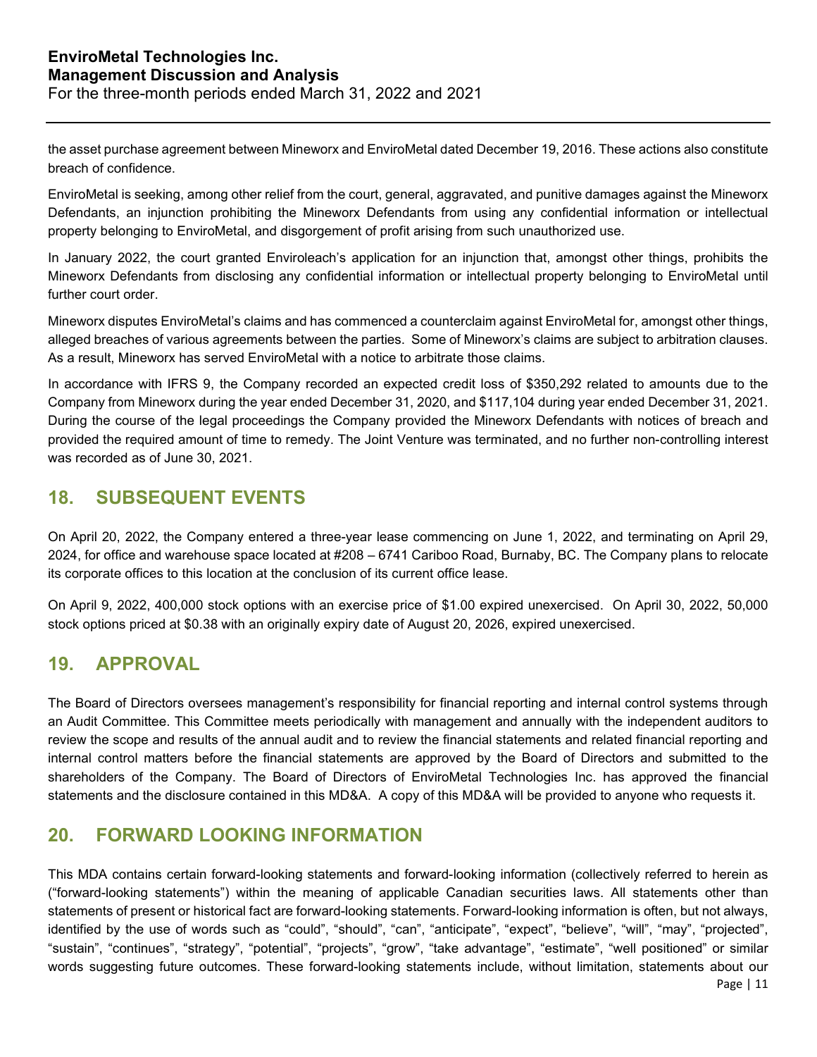the asset purchase agreement between Mineworx and EnviroMetal dated December 19, 2016. These actions also constitute breach of confidence.

EnviroMetal is seeking, among other relief from the court, general, aggravated, and punitive damages against the Mineworx Defendants, an injunction prohibiting the Mineworx Defendants from using any confidential information or intellectual property belonging to EnviroMetal, and disgorgement of profit arising from such unauthorized use.

In January 2022, the court granted Enviroleach's application for an injunction that, amongst other things, prohibits the Mineworx Defendants from disclosing any confidential information or intellectual property belonging to EnviroMetal until further court order.

Mineworx disputes EnviroMetal's claims and has commenced a counterclaim against EnviroMetal for, amongst other things, alleged breaches of various agreements between the parties. Some of Mineworx's claims are subject to arbitration clauses. As a result, Mineworx has served EnviroMetal with a notice to arbitrate those claims.

In accordance with IFRS 9, the Company recorded an expected credit loss of $350,292 related to amounts due to the Company from Mineworx during the year ended December 31, 2020, and $117,104 during year ended December 31, 2021. During the course of the legal proceedings the Company provided the Mineworx Defendants with notices of breach and provided the required amount of time to remedy. The Joint Venture was terminated, and no further non-controlling interest was recorded as of June 30, 2021.

## 18. SUBSEQUENT EVENTS

On April 20, 2022, the Company entered a three-year lease commencing on June 1, 2022, and terminating on April 29, 2024, for office and warehouse space located at #208 – 6741 Cariboo Road, Burnaby, BC. The Company plans to relocate its corporate offices to this location at the conclusion of its current office lease.

On April 9, 2022, 400,000 stock options with an exercise price of $1.00 expired unexercised. On April 30, 2022, 50,000 stock options priced at $0.38 with an originally expiry date of August 20, 2026, expired unexercised.

## 19. APPROVAL

The Board of Directors oversees management's responsibility for financial reporting and internal control systems through an Audit Committee. This Committee meets periodically with management and annually with the independent auditors to review the scope and results of the annual audit and to review the financial statements and related financial reporting and internal control matters before the financial statements are approved by the Board of Directors and submitted to the shareholders of the Company. The Board of Directors of EnviroMetal Technologies Inc. has approved the financial statements and the disclosure contained in this MD&A. A copy of this MD&A will be provided to anyone who requests it.

## 20. FORWARD LOOKING INFORMATION

This MDA contains certain forward-looking statements and forward-looking information (collectively referred to herein as ("forward-looking statements") within the meaning of applicable Canadian securities laws. All statements other than statements of present or historical fact are forward-looking statements. Forward-looking information is often, but not always, identified by the use of words such as "could", "should", "can", "anticipate", "expect", "believe", "will", "may", "projected", "sustain", "continues", "strategy", "potential", "projects", "grow", "take advantage", "estimate", "well positioned" or similar words suggesting future outcomes. These forward-looking statements include, without limitation, statements about our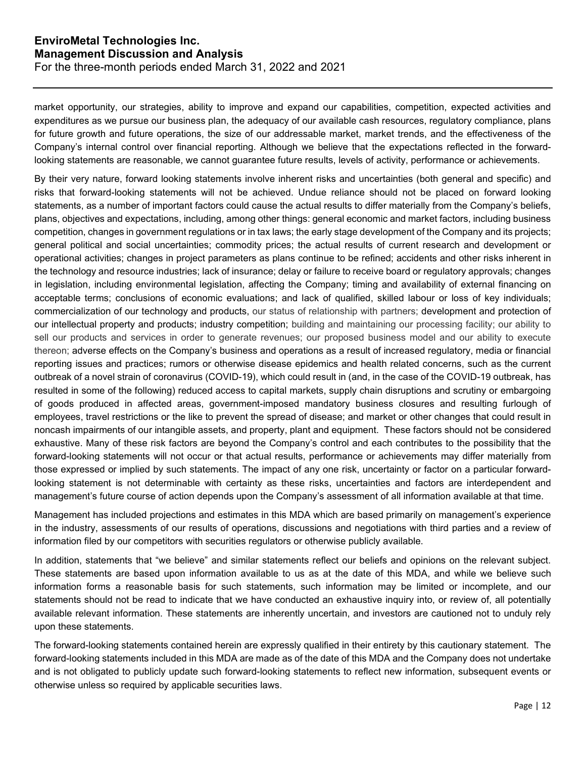market opportunity, our strategies, ability to improve and expand our capabilities, competition, expected activities and expenditures as we pursue our business plan, the adequacy of our available cash resources, regulatory compliance, plans for future growth and future operations, the size of our addressable market, market trends, and the effectiveness of the Company's internal control over financial reporting. Although we believe that the expectations reflected in the forward-looking statements are reasonable, we cannot guarantee future results, levels of activity, performance or achievements.

By their very nature, forward looking statements involve inherent risks and uncertainties (both general and specific) and risks that forward-looking statements will not be achieved. Undue reliance should not be placed on forward looking statements, as a number of important factors could cause the actual results to differ materially from the Company's beliefs, plans, objectives and expectations, including, among other things: general economic and market factors, including business competition, changes in government regulations or in tax laws; the early stage development of the Company and its projects; general political and social uncertainties; commodity prices; the actual results of current research and development or operational activities; changes in project parameters as plans continue to be refined; accidents and other risks inherent in the technology and resource industries; lack of insurance; delay or failure to receive board or regulatory approvals; changes in legislation, including environmental legislation, affecting the Company; timing and availability of external financing on acceptable terms; conclusions of economic evaluations; and lack of qualified, skilled labour or loss of key individuals; commercialization of our technology and products, our status of relationship with partners; development and protection of our intellectual property and products; industry competition; building and maintaining our processing facility; our ability to sell our products and services in order to generate revenues; our proposed business model and our ability to execute thereon; adverse effects on the Company's business and operations as a result of increased regulatory, media or financial reporting issues and practices; rumors or otherwise disease epidemics and health related concerns, such as the current outbreak of a novel strain of coronavirus (COVID-19), which could result in (and, in the case of the COVID-19 outbreak, has resulted in some of the following) reduced access to capital markets, supply chain disruptions and scrutiny or embargoing of goods produced in affected areas, government-imposed mandatory business closures and resulting furlough of employees, travel restrictions or the like to prevent the spread of disease; and market or other changes that could result in noncash impairments of our intangible assets, and property, plant and equipment. These factors should not be considered exhaustive. Many of these risk factors are beyond the Company's control and each contributes to the possibility that the forward-looking statements will not occur or that actual results, performance or achievements may differ materially from those expressed or implied by such statements. The impact of any one risk, uncertainty or factor on a particular forward-looking statement is not determinable with certainty as these risks, uncertainties and factors are interdependent and management's future course of action depends upon the Company's assessment of all information available at that time.

Management has included projections and estimates in this MDA which are based primarily on management's experience in the industry, assessments of our results of operations, discussions and negotiations with third parties and a review of information filed by our competitors with securities regulators or otherwise publicly available.

In addition, statements that "we believe" and similar statements reflect our beliefs and opinions on the relevant subject. These statements are based upon information available to us as at the date of this MDA, and while we believe such information forms a reasonable basis for such statements, such information may be limited or incomplete, and our statements should not be read to indicate that we have conducted an exhaustive inquiry into, or review of, all potentially available relevant information. These statements are inherently uncertain, and investors are cautioned not to unduly rely upon these statements.

The forward-looking statements contained herein are expressly qualified in their entirety by this cautionary statement. The forward-looking statements included in this MDA are made as of the date of this MDA and the Company does not undertake and is not obligated to publicly update such forward-looking statements to reflect new information, subsequent events or otherwise unless so required by applicable securities laws.